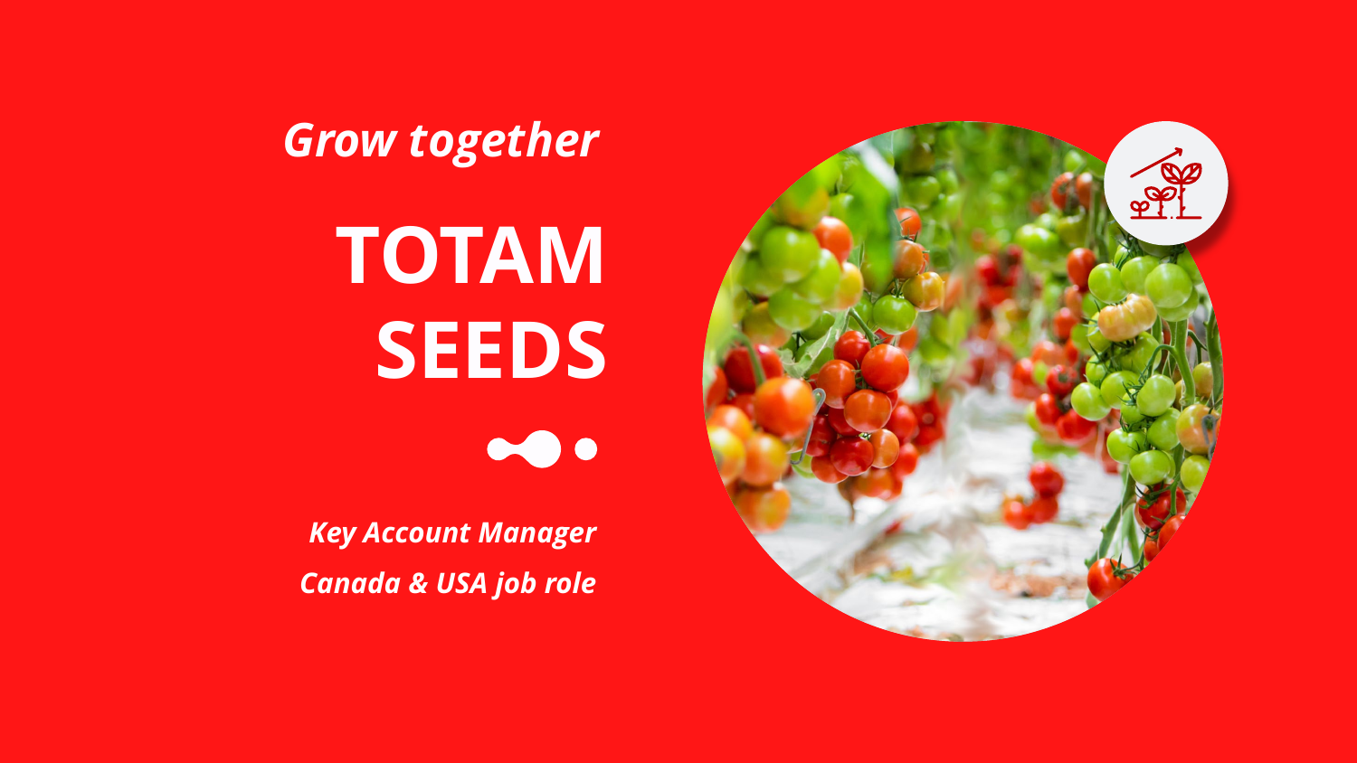*Grow together*

# TOTAM SEEDS

*Key Account Manager*

*Canada & USA job role*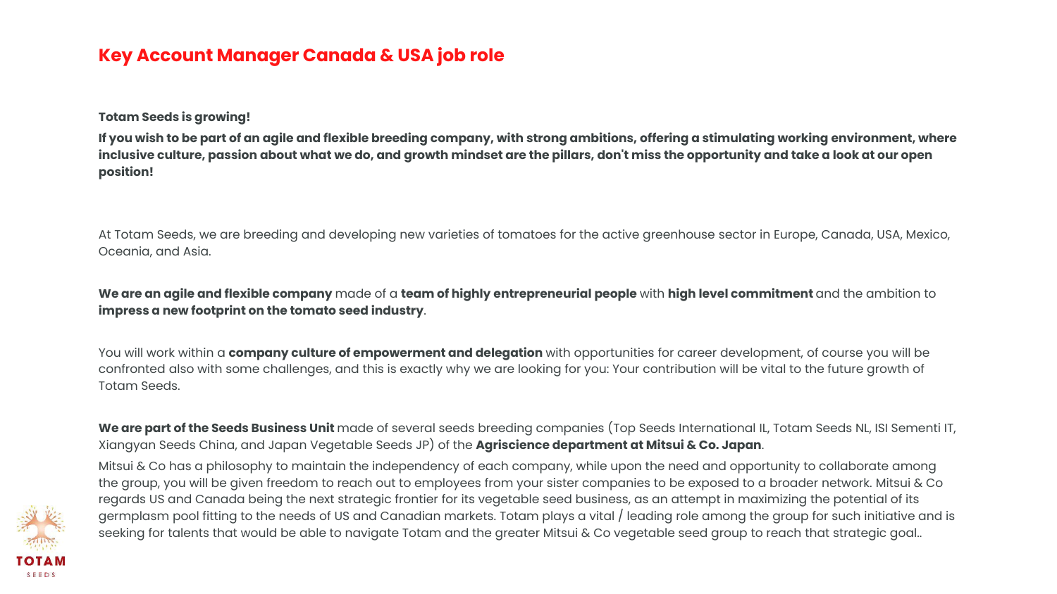# Key Account Manager Canada & USA job role

**Totam Seeds is growing!**

**If you wish to be part of an agile and flexible breeding company, with strong ambitions, offering a stimulating working environment, where inclusive culture, passion about what we do, and growth mindset are the pillars, don't miss the opportunity and take a look at our open position!**

At Totam Seeds, we are breeding and developing new varieties of tomatoes for the active greenhouse sector in Europe, Canada, USA, Mexico, Oceania, and Asia.

**We are an agile and flexible company** made of a **team of highly entrepreneurial people** with **high level commitment** and the ambition to **impress a new footprint on the tomato seed industry**.

You will work within a **company culture of empowerment and delegation** with opportunities for career development, of course you will be confronted also with some challenges, and this is exactly why we are looking for you: Your contribution will be vital to the future growth of Totam Seeds.

**We are part of the Seeds Business Unit** made of several seeds breeding companies (Top Seeds International IL, Totam Seeds NL, ISI Sementi IT, Xiangyan Seeds China, and Japan Vegetable Seeds JP) of the **Agriscience department at Mitsui & Co. Japan**.

Mitsui & Co has a philosophy to maintain the independency of each company, while upon the need and opportunity to collaborate among the group, you will be given freedom to reach out to employees from your sister companies to be exposed to a broader network. Mitsui & Co regards US and Canada being the next strategic frontier for its vegetable seed business, as an attempt in maximizing the potential of its germplasm pool fitting to the needs of US and Canadian markets. Totam plays a vital / leading role among the group for such initiative and is seeking for talents that would be able to navigate Totam and the greater Mitsui & Co vegetable seed group to reach that strategic goal..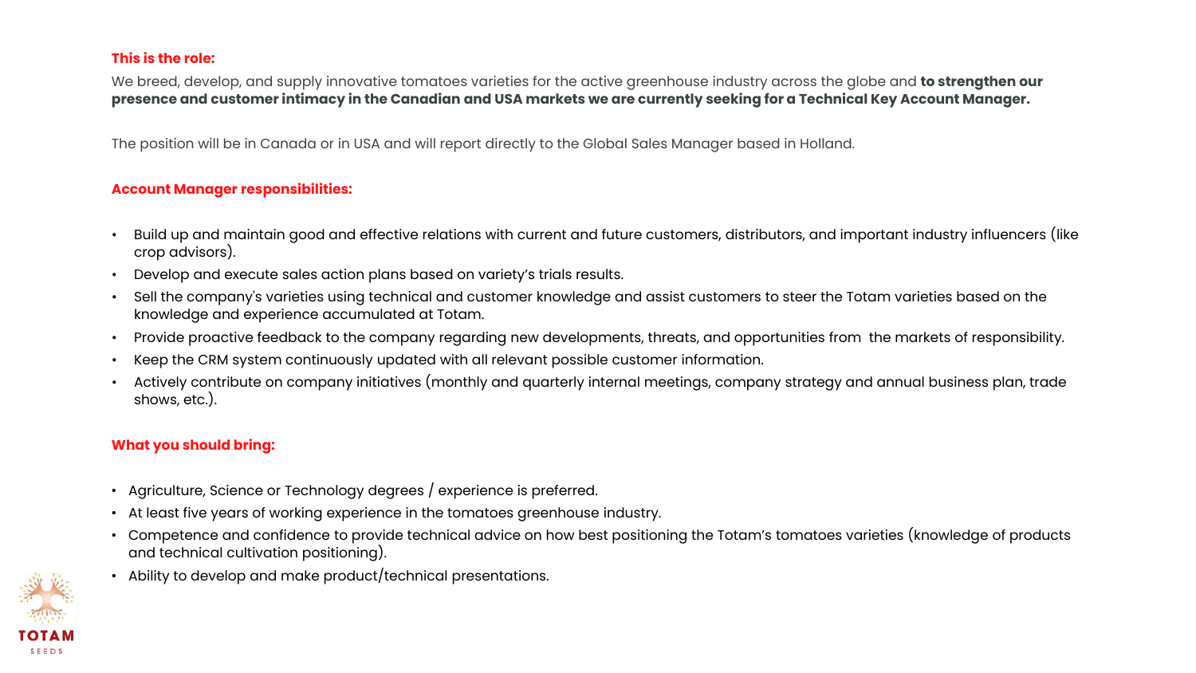## This is the role:

We breed, develop, and supply innovative tomatoes varieties for the active greenhouse industry across the globe and **to strengthen our presence and customer intimacy in the Canadian and USA markets we are currently seeking for a Technical Key Account Manager.**

The position will be in Canada or in USA and will report directly to the Global Sales Manager based in Holland.

## Account Manager responsibilities:

- Build up and maintain good and effective relations with current and future customers, distributors, and important industry influencers (like crop advisors).
- Develop and execute sales action plans based on variety's trials results.
- Sell the company's varieties using technical and customer knowledge and assist customers to steer the Totam varieties based on the knowledge and experience accumulated at Totam.
- Provide proactive feedback to the company regarding new developments, threats, and opportunities from the markets of responsibility.
- Keep the CRM system continuously updated with all relevant possible customer information.
- Actively contribute on company initiatives (monthly and quarterly internal meetings, company strategy and annual business plan, trade shows, etc.).

## What you should bring:

- Agriculture, Science or Technology degrees / experience is preferred.
- At least five years of working experience in the tomatoes greenhouse industry.
- Competence and confidence to provide technical advice on how best positioning the Totam's tomatoes varieties (knowledge of products and technical cultivation positioning).
- Ability to develop and make product/technical presentations.

TOTAM SEEDS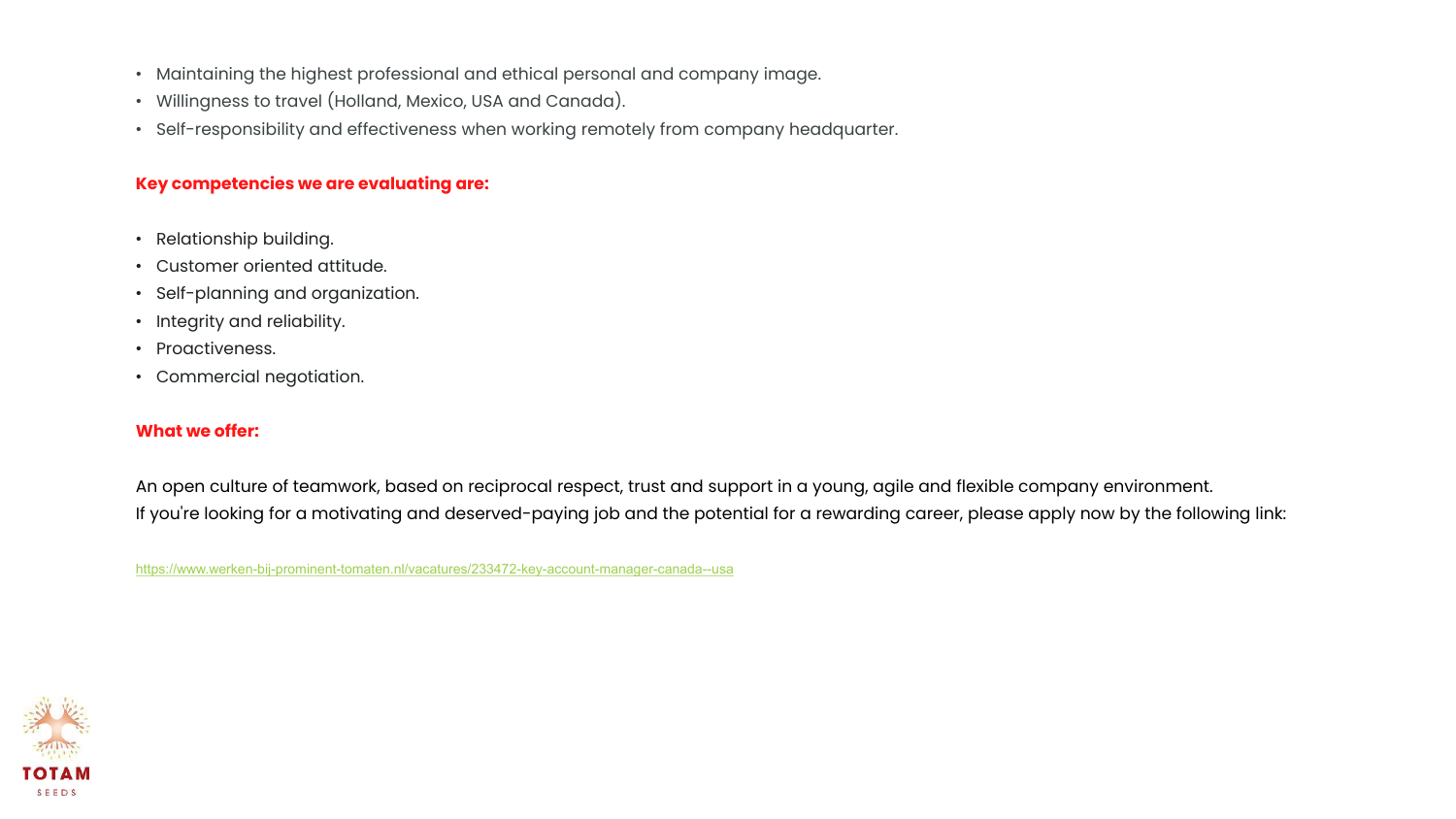- Maintaining the highest professional and ethical personal and company image.
- Willingness to travel (Holland, Mexico, USA and Canada).
- Self-responsibility and effectiveness when working remotely from company headquarter.

**Key competencies we are evaluating are:**

- Relationship building.
- Customer oriented attitude.
- Self-planning and organization.
- Integrity and reliability.
- Proactiveness.
- Commercial negotiation.

**What we offer:**

An open culture of teamwork, based on reciprocal respect, trust and support in a young, agile and flexible company environment.
If you're looking for a motivating and deserved-paying job and the potential for a rewarding career, please apply now by the following link:

https://www.werken-bij-prominent-tomaten.nl/vacatures/233472-key-account-manager-canada--usa

TOTAM SEEDS